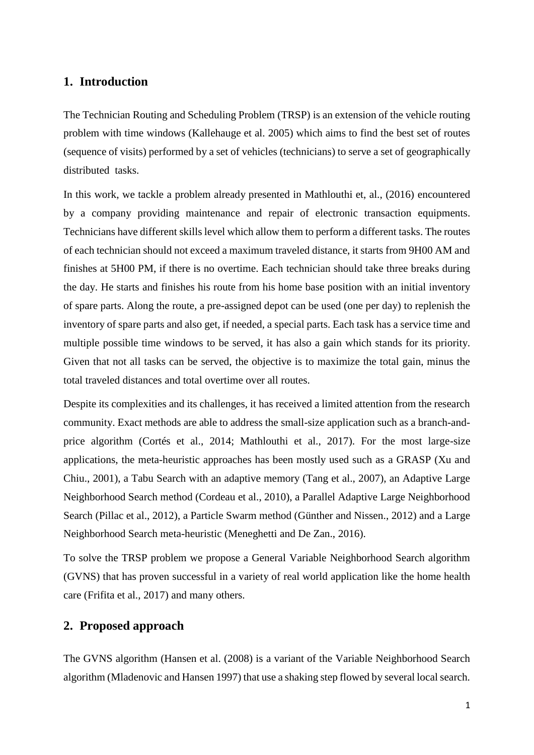## 1. Introduction

The Technician Routing and Scheduling Problem (TRSP) is an extension of the vehicle routing problem with time windows (Kallehauge et al. 2005) which aims to find the best set of routes (sequence of visits) performed by a set of vehicles (technicians) to serve a set of geographically distributed tasks.

In this work, we tackle a problem already presented in Mathlouthi et, al., (2016) encountered by a company providing maintenance and repair of electronic transaction equipments. Technicians have different skills level which allow them to perform a different tasks. The routes of each technician should not exceed a maximum traveled distance, it starts from 9H00 AM and finishes at 5H00 PM, if there is no overtime. Each technician should take three breaks during the day. He starts and finishes his route from his home base position with an initial inventory of spare parts. Along the route, a pre-assigned depot can be used (one per day) to replenish the inventory of spare parts and also get, if needed, a special parts. Each task has a service time and multiple possible time windows to be served, it has also a gain which stands for its priority. Given that not all tasks can be served, the objective is to maximize the total gain, minus the total traveled distances and total overtime over all routes.

Despite its complexities and its challenges, it has received a limited attention from the research community. Exact methods are able to address the small-size application such as a branch-and-price algorithm (Cortés et al., 2014; Mathlouthi et al., 2017). For the most large-size applications, the meta-heuristic approaches has been mostly used such as a GRASP (Xu and Chiu., 2001), a Tabu Search with an adaptive memory (Tang et al., 2007), an Adaptive Large Neighborhood Search method (Cordeau et al., 2010), a Parallel Adaptive Large Neighborhood Search (Pillac et al., 2012), a Particle Swarm method (Günther and Nissen., 2012) and a Large Neighborhood Search meta-heuristic (Meneghetti and De Zan., 2016).

To solve the TRSP problem we propose a General Variable Neighborhood Search algorithm (GVNS) that has proven successful in a variety of real world application like the home health care (Frifita et al., 2017) and many others.

## 2. Proposed approach

The GVNS algorithm (Hansen et al. (2008) is a variant of the Variable Neighborhood Search algorithm (Mladenovic and Hansen 1997) that use a shaking step flowed by several local search.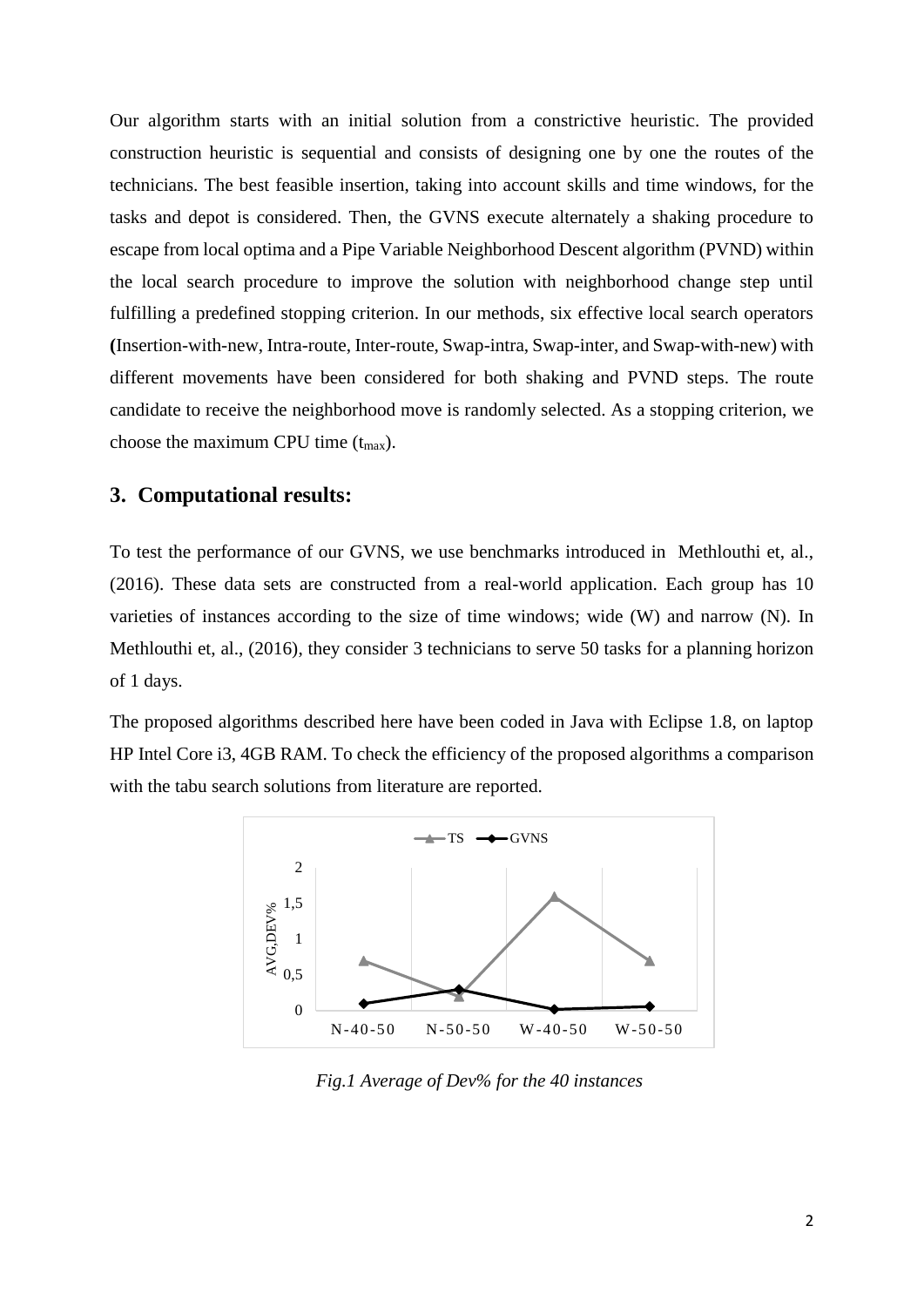Our algorithm starts with an initial solution from a constrictive heuristic. The provided construction heuristic is sequential and consists of designing one by one the routes of the technicians. The best feasible insertion, taking into account skills and time windows, for the tasks and depot is considered. Then, the GVNS execute alternately a shaking procedure to escape from local optima and a Pipe Variable Neighborhood Descent algorithm (PVND) within the local search procedure to improve the solution with neighborhood change step until fulfilling a predefined stopping criterion. In our methods, six effective local search operators **(**Insertion-with-new, Intra-route, Inter-route, Swap-intra, Swap-inter, and Swap-with-new) with different movements have been considered for both shaking and PVND steps. The route candidate to receive the neighborhood move is randomly selected. As a stopping criterion, we choose the maximum CPU time ($t_{max}$).

## 3. Computational results:

To test the performance of our GVNS, we use benchmarks introduced in Methlouthi et, al., (2016). These data sets are constructed from a real-world application. Each group has 10 varieties of instances according to the size of time windows; wide (W) and narrow (N). In Methlouthi et, al., (2016), they consider 3 technicians to serve 50 tasks for a planning horizon of 1 days.

The proposed algorithms described here have been coded in Java with Eclipse 1.8, on laptop HP Intel Core i3, 4GB RAM. To check the efficiency of the proposed algorithms a comparison with the tabu search solutions from literature are reported.

*Fig.1 Average of Dev% for the 40 instances*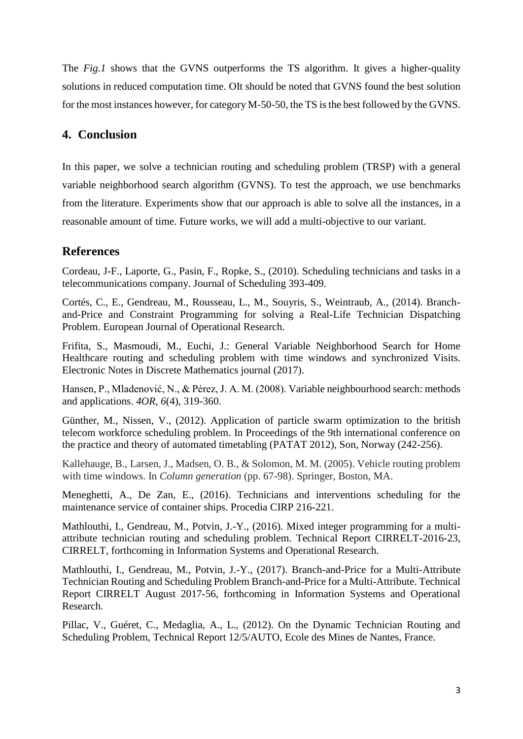The *Fig.1* shows that the GVNS outperforms the TS algorithm. It gives a higher-quality solutions in reduced computation time. OIt should be noted that GVNS found the best solution for the most instances however, for category M-50-50, the TS is the best followed by the GVNS.

## 4. Conclusion

In this paper, we solve a technician routing and scheduling problem (TRSP) with a general variable neighborhood search algorithm (GVNS). To test the approach, we use benchmarks from the literature. Experiments show that our approach is able to solve all the instances, in a reasonable amount of time. Future works, we will add a multi-objective to our variant.

## References

Cordeau, J-F., Laporte, G., Pasin, F., Ropke, S., (2010). Scheduling technicians and tasks in a telecommunications company. Journal of Scheduling 393-409.

Cortés, C., E., Gendreau, M., Rousseau, L., M., Souyris, S., Weintraub, A., (2014). Branch-and-Price and Constraint Programming for solving a Real-Life Technician Dispatching Problem. European Journal of Operational Research.

Frifita, S., Masmoudi, M., Euchi, J.: General Variable Neighborhood Search for Home Healthcare routing and scheduling problem with time windows and synchronized Visits. Electronic Notes in Discrete Mathematics journal (2017).

Hansen, P., Mladenović, N., & Pérez, J. A. M. (2008). Variable neighbourhood search: methods and applications. *4OR*, *6*(4), 319-360.

Günther, M., Nissen, V., (2012). Application of particle swarm optimization to the british telecom workforce scheduling problem. In Proceedings of the 9th international conference on the practice and theory of automated timetabling (PATAT 2012), Son, Norway (242-256).

Kallehauge, B., Larsen, J., Madsen, O. B., & Solomon, M. M. (2005). Vehicle routing problem with time windows. In *Column generation* (pp. 67-98). Springer, Boston, MA.

Meneghetti, A., De Zan, E., (2016). Technicians and interventions scheduling for the maintenance service of container ships. Procedia CIRP 216-221.

Mathlouthi, I., Gendreau, M., Potvin, J.-Y., (2016). Mixed integer programming for a multi-attribute technician routing and scheduling problem. Technical Report CIRRELT-2016-23, CIRRELT, forthcoming in Information Systems and Operational Research.

Mathlouthi, I., Gendreau, M., Potvin, J.-Y., (2017). Branch-and-Price for a Multi-Attribute Technician Routing and Scheduling Problem Branch-and-Price for a Multi-Attribute. Technical Report CIRRELT August 2017-56, forthcoming in Information Systems and Operational Research.

Pillac, V., Guéret, C., Medaglia, A., L., (2012). On the Dynamic Technician Routing and Scheduling Problem, Technical Report 12/5/AUTO, Ecole des Mines de Nantes, France.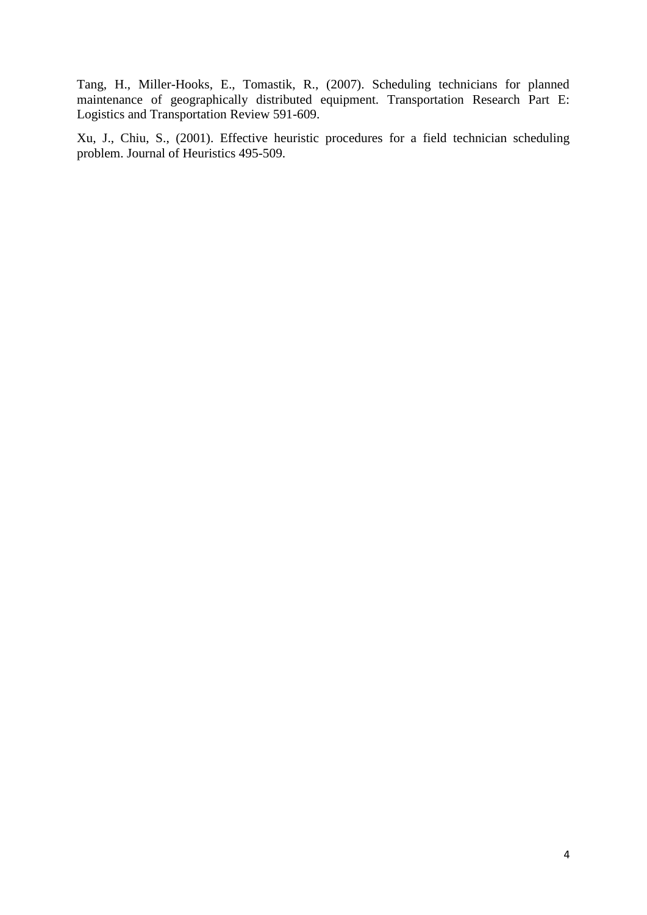Tang, H., Miller-Hooks, E., Tomastik, R., (2007). Scheduling technicians for planned maintenance of geographically distributed equipment. Transportation Research Part E: Logistics and Transportation Review 591-609.

Xu, J., Chiu, S., (2001). Effective heuristic procedures for a field technician scheduling problem. Journal of Heuristics 495-509.